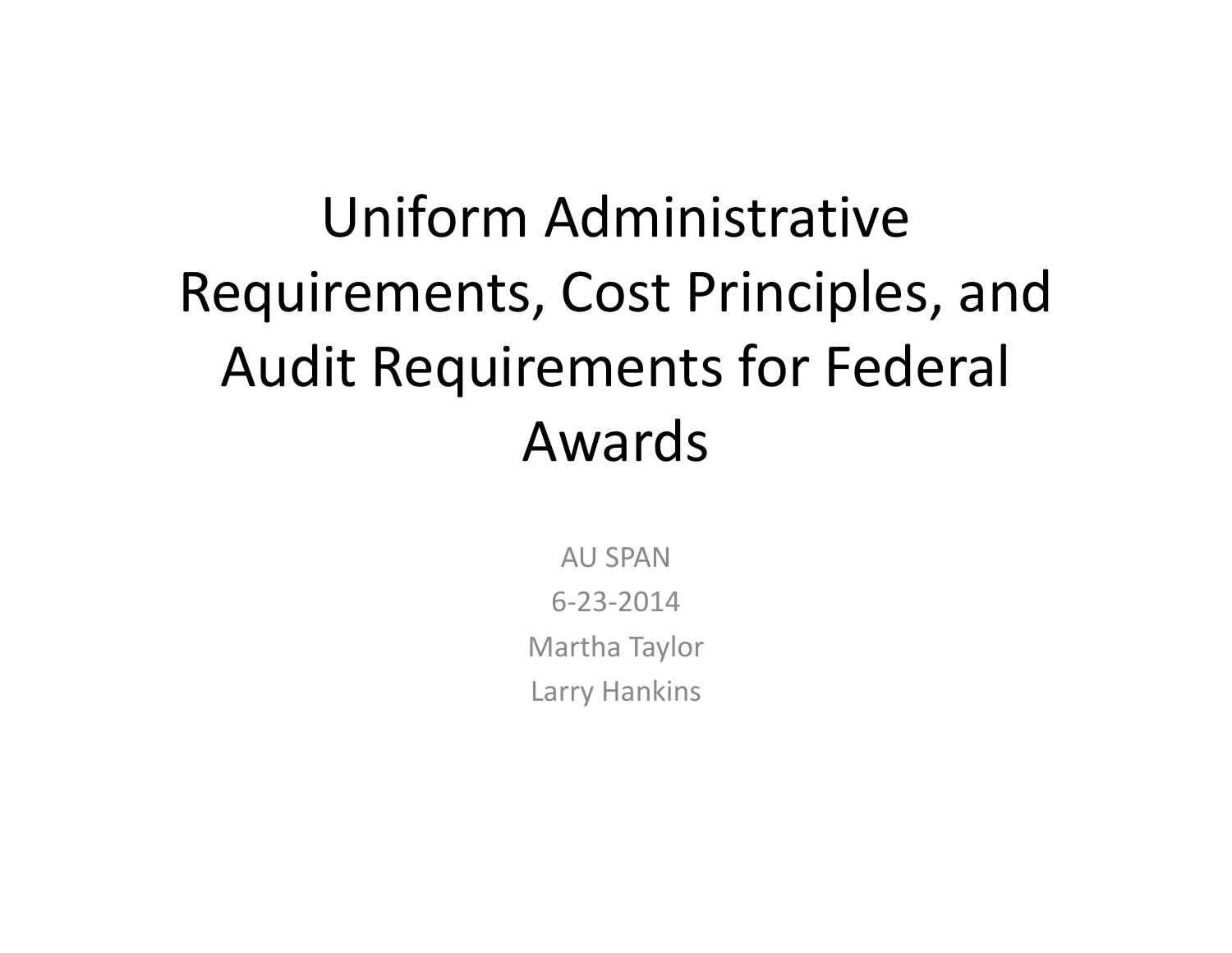# Uniform Administrative Requirements, Cost Principles, and Audit Requirements for Federal Awards

AU SPAN

6-23-2014

Martha Taylor

Larry Hankins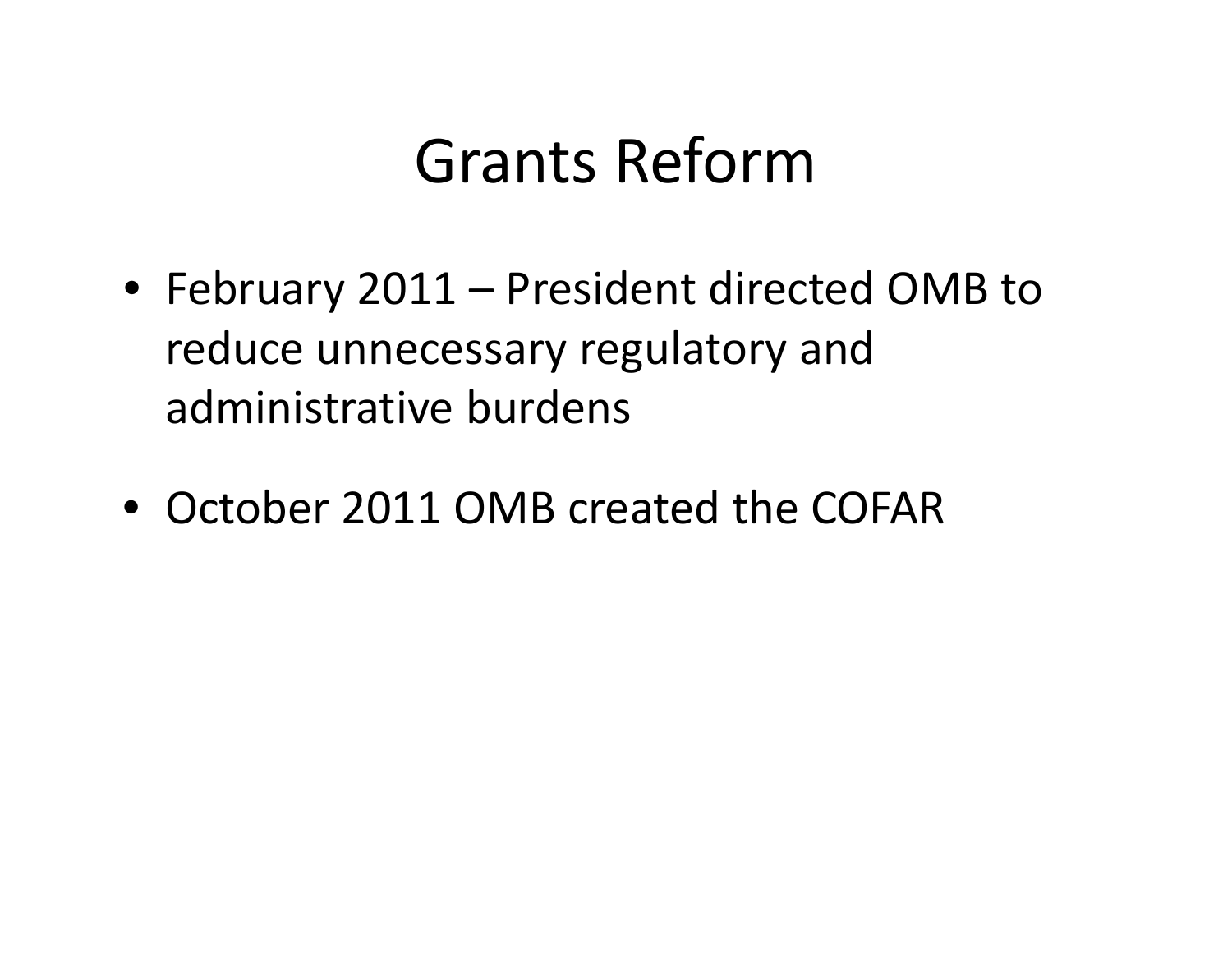# Grants Reform

- February 2011 – President directed OMB to reduce unnecessary regulatory and administrative burdens
- October 2011 OMB created the COFAR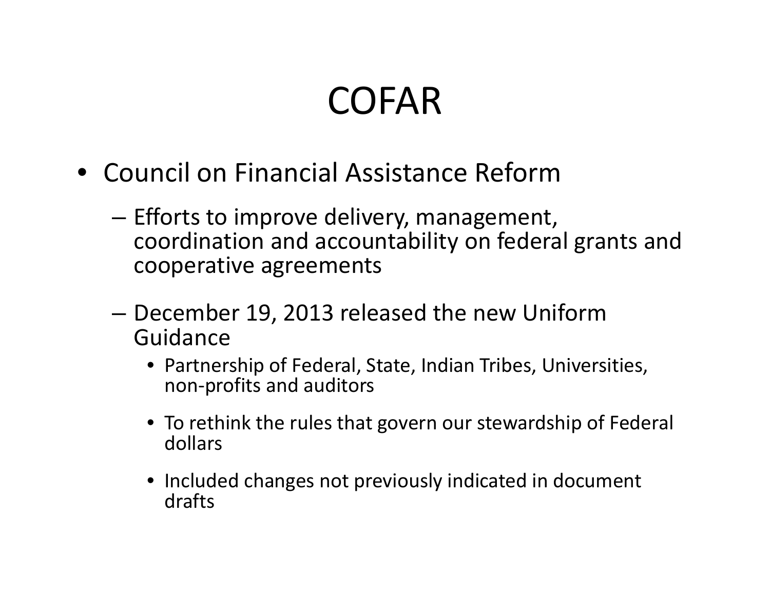# COFAR

- Council on Financial Assistance Reform
  - Efforts to improve delivery, management, coordination and accountability on federal grants and cooperative agreements
  - December 19, 2013 released the new Uniform Guidance
    - Partnership of Federal, State, Indian Tribes, Universities, non-profits and auditors
    - To rethink the rules that govern our stewardship of Federal dollars
    - Included changes not previously indicated in document drafts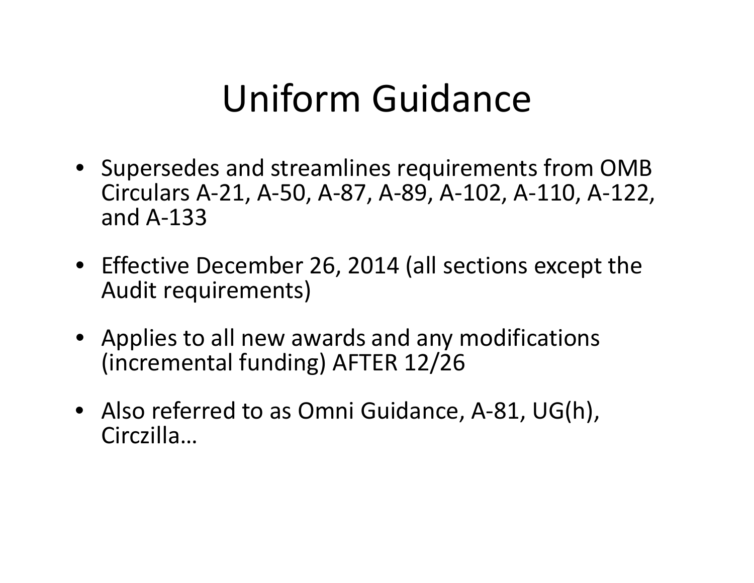# Uniform Guidance

- Supersedes and streamlines requirements from OMB Circulars A-21, A-50, A-87, A-89, A-102, A-110, A-122, and A-133
- Effective December 26, 2014 (all sections except the Audit requirements)
- Applies to all new awards and any modifications (incremental funding) AFTER 12/26
- Also referred to as Omni Guidance, A-81, UG(h), Circzilla…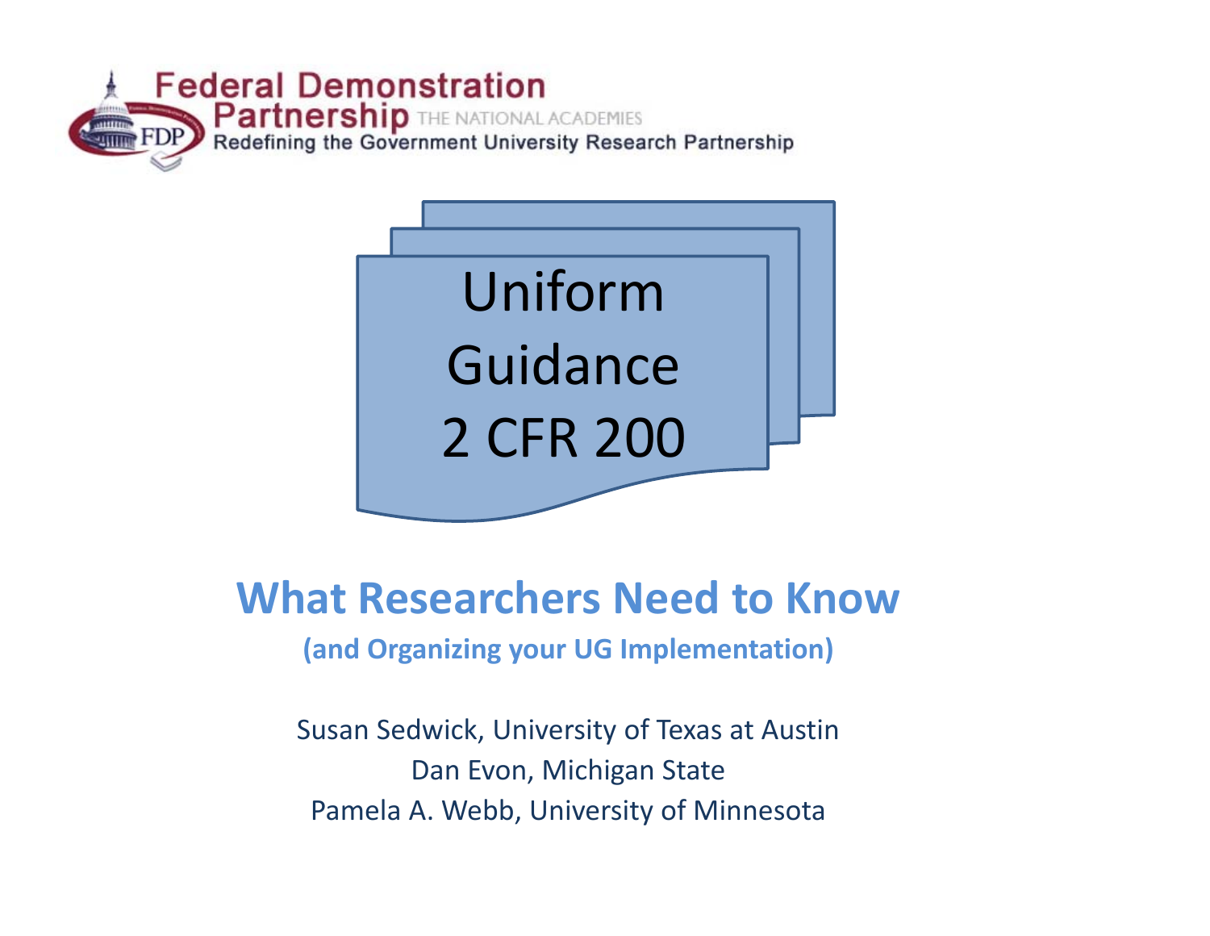Federal Demonstration Partnership THE NATIONAL ACADEMIES

Redefining the Government University Research Partnership

# Uniform Guidance 2 CFR 200

## What Researchers Need to Know

**(and Organizing your UG Implementation)**

Susan Sedwick, University of Texas at Austin

Dan Evon, Michigan State

Pamela A. Webb, University of Minnesota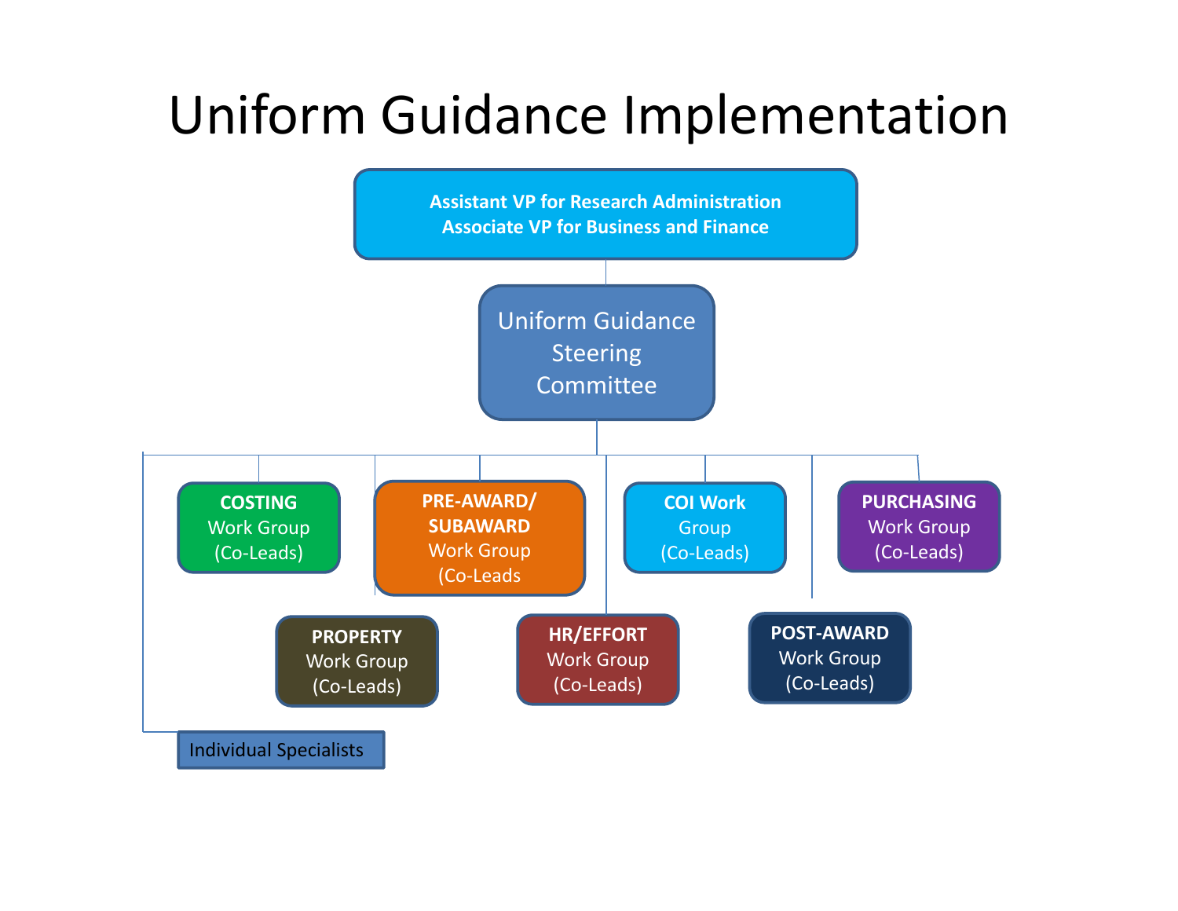# Uniform Guidance Implementation

- **Assistant VP for Research Administration**
  **Associate VP for Business and Finance**
  - Uniform Guidance Steering Committee
    - **COSTING** Work Group (Co-Leads)
    - **PRE-AWARD/ SUBAWARD** Work Group (Co-Leads
    - **COI Work** Group (Co-Leads)
    - **PURCHASING** Work Group (Co-Leads)
    - **PROPERTY** Work Group (Co-Leads)
    - **HR/EFFORT** Work Group (Co-Leads)
    - **POST-AWARD** Work Group (Co-Leads)
    - Individual Specialists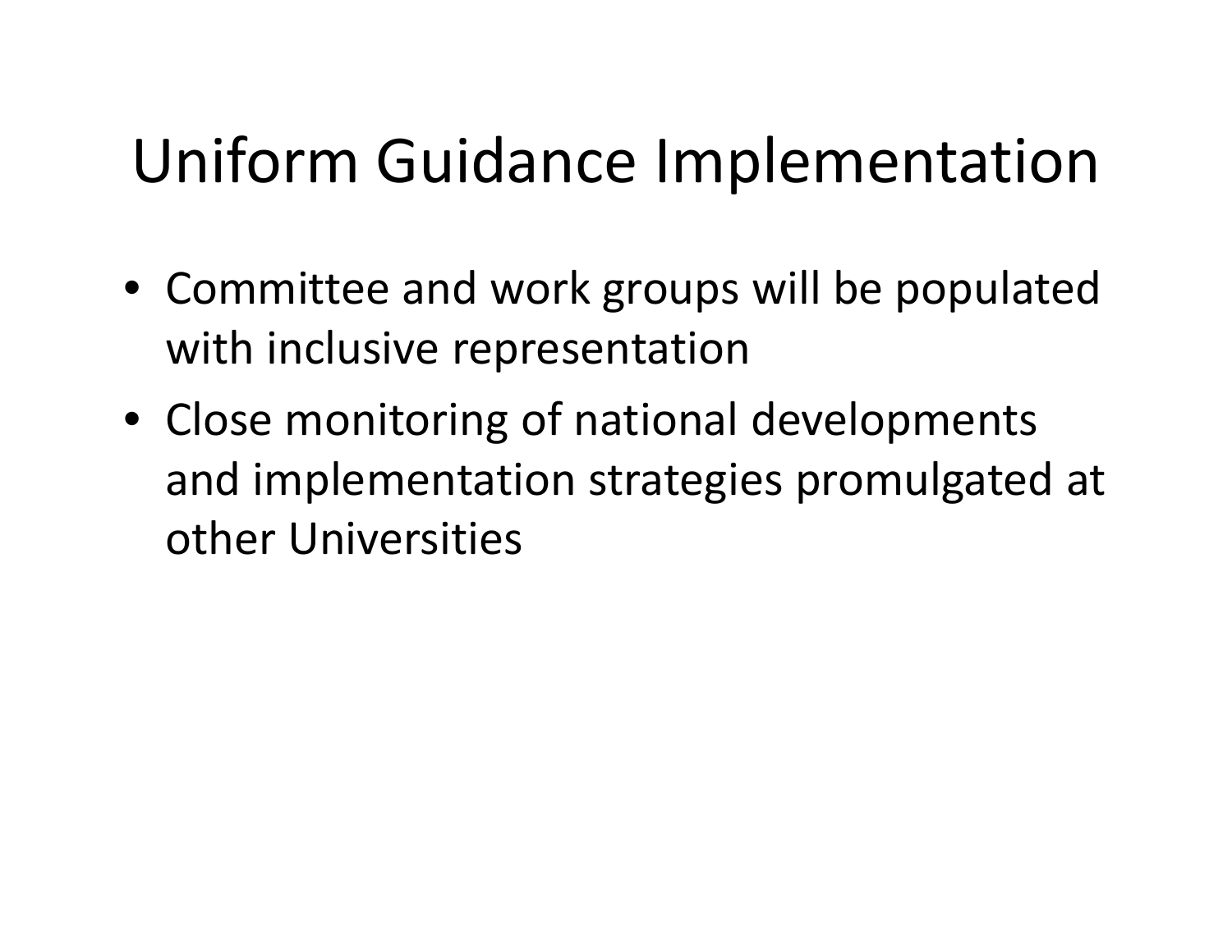# Uniform Guidance Implementation

- Committee and work groups will be populated with inclusive representation
- Close monitoring of national developments and implementation strategies promulgated at other Universities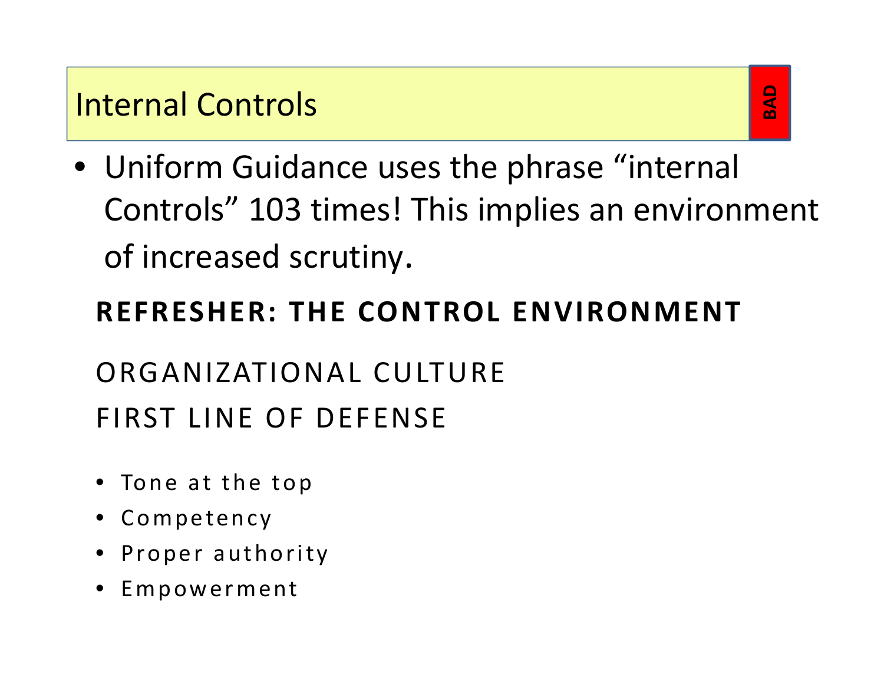# Internal Controls

BAD

- Uniform Guidance uses the phrase “internal Controls” 103 times! This implies an environment of increased scrutiny.

**REFRESHER: THE CONTROL ENVIRONMENT**

ORGANIZATIONAL CULTURE

FIRST LINE OF DEFENSE

- Tone at the top
- Competency
- Proper authority
- Empowerment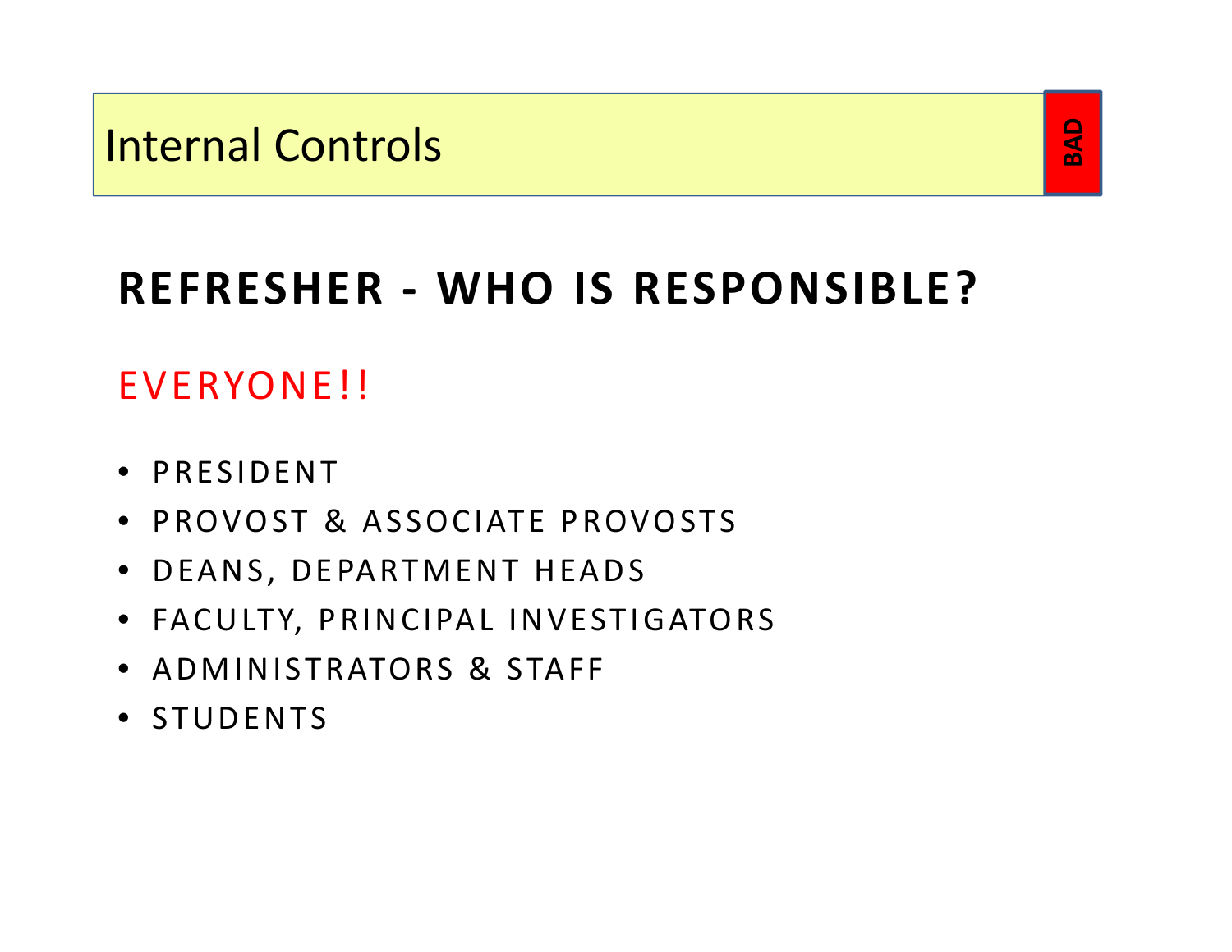# Internal Controls

BAD

## REFRESHER - WHO IS RESPONSIBLE?

EVERYONE!!

- PRESIDENT
- PROVOST & ASSOCIATE PROVOSTS
- DEANS, DEPARTMENT HEADS
- FACULTY, PRINCIPAL INVESTIGATORS
- ADMINISTRATORS & STAFF
- STUDENTS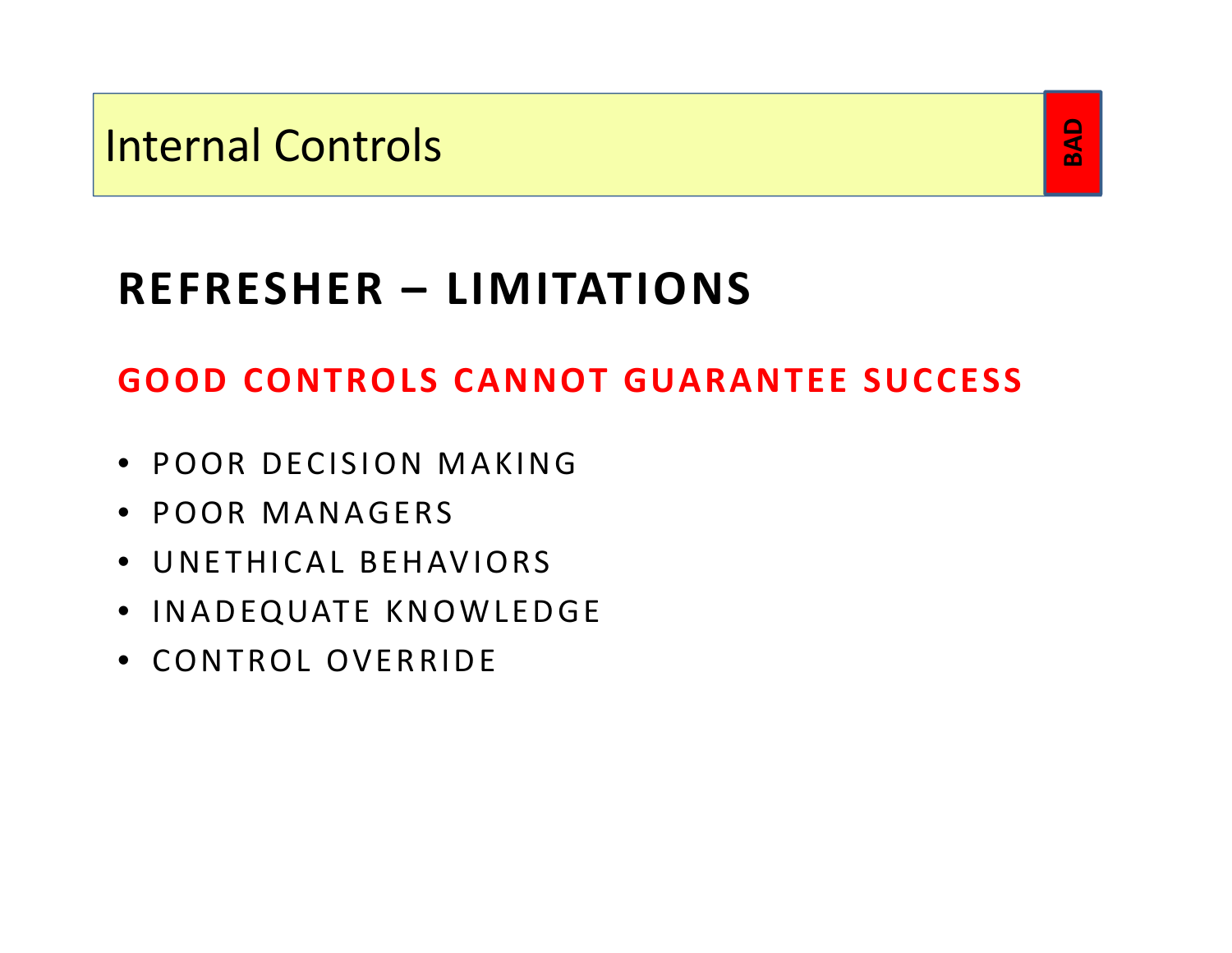# Internal Controls

BAD

## REFRESHER – LIMITATIONS

### GOOD CONTROLS CANNOT GUARANTEE SUCCESS

- POOR DECISION MAKING
- POOR MANAGERS
- UNETHICAL BEHAVIORS
- INADEQUATE KNOWLEDGE
- CONTROL OVERRIDE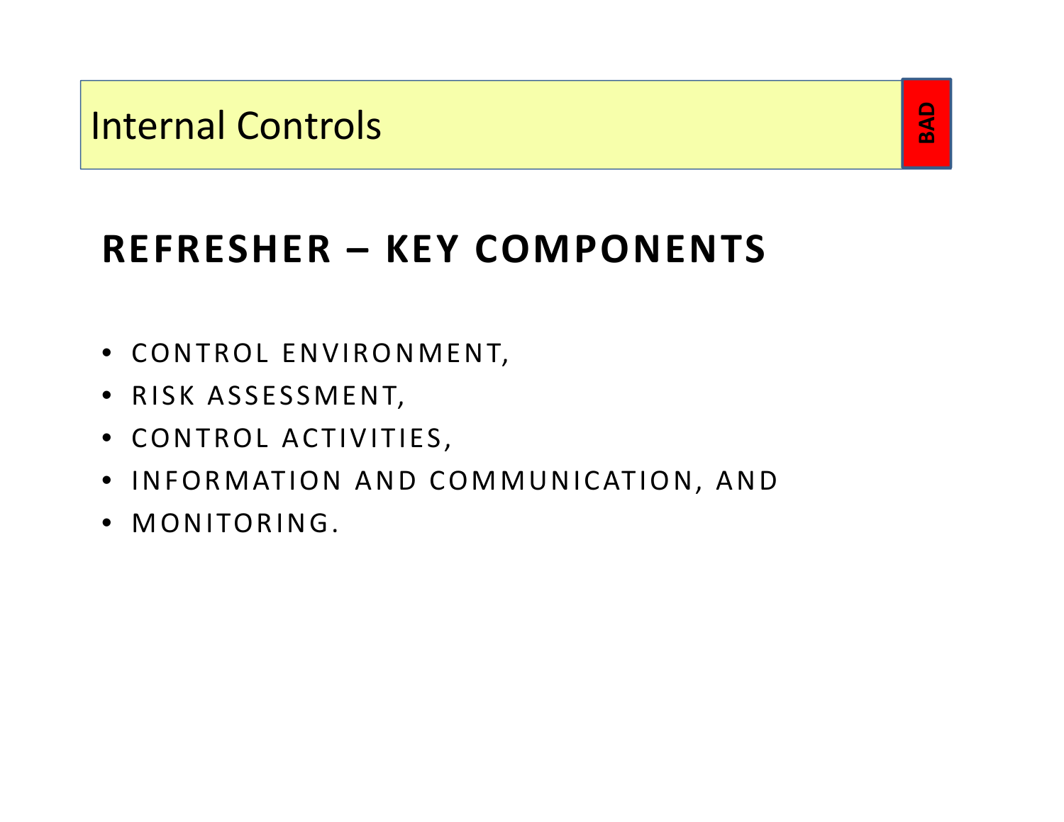# Internal Controls

BAD

## REFRESHER – KEY COMPONENTS

- CONTROL ENVIRONMENT,
- RISK ASSESSMENT,
- CONTROL ACTIVITIES,
- INFORMATION AND COMMUNICATION, AND
- MONITORING.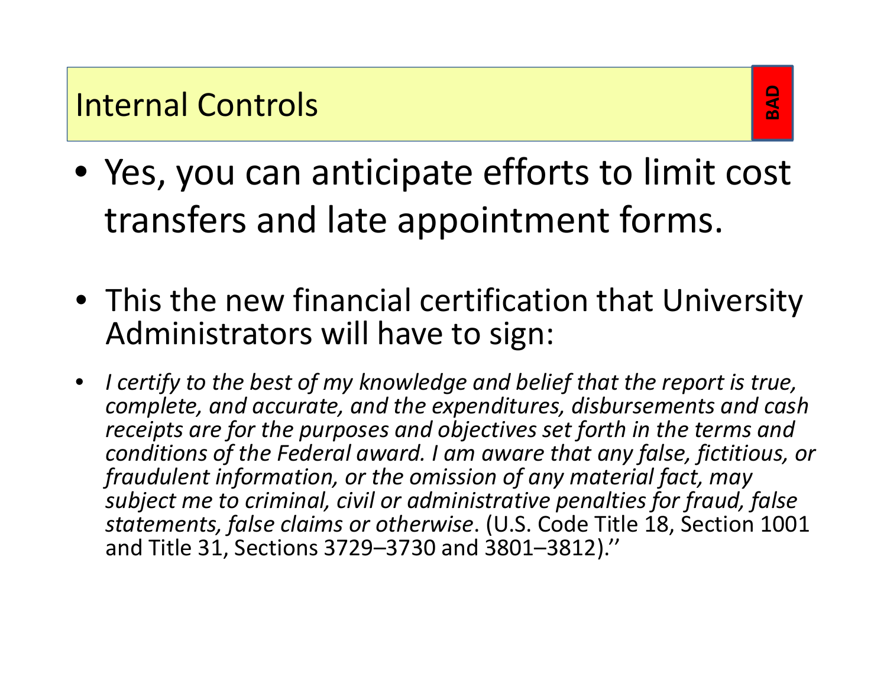## Internal Controls

**BAD**

- Yes, you can anticipate efforts to limit cost transfers and late appointment forms.

- This the new financial certification that University Administrators will have to sign:

- *I certify to the best of my knowledge and belief that the report is true, complete, and accurate, and the expenditures, disbursements and cash receipts are for the purposes and objectives set forth in the terms and conditions of the Federal award. I am aware that any false, fictitious, or fraudulent information, or the omission of any material fact, may subject me to criminal, civil or administrative penalties for fraud, false statements, false claims or otherwise*. (U.S. Code Title 18, Section 1001 and Title 31, Sections 3729–3730 and 3801–3812).''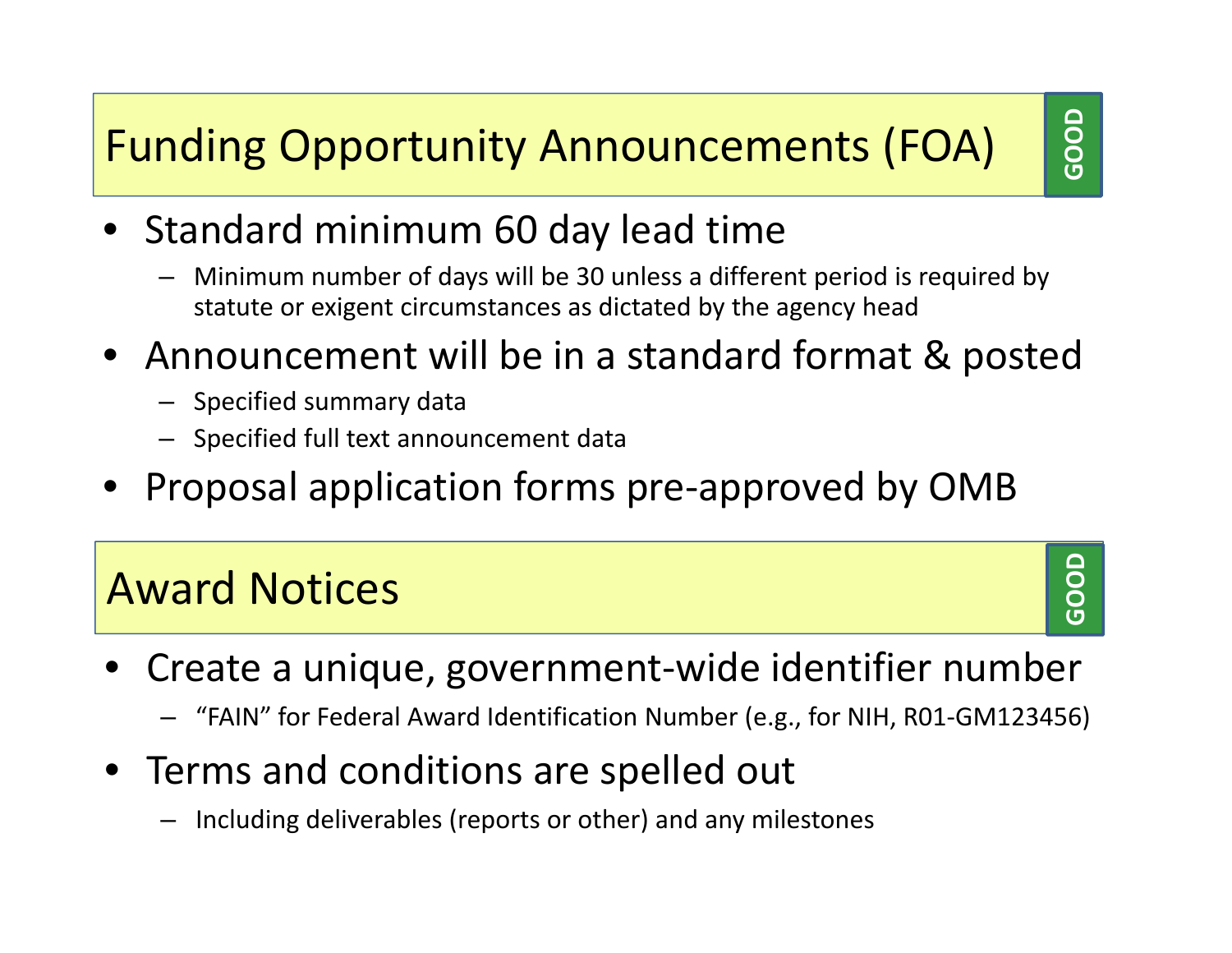## Funding Opportunity Announcements (FOA)

GOOD

- Standard minimum 60 day lead time
  - Minimum number of days will be 30 unless a different period is required by statute or exigent circumstances as dictated by the agency head
- Announcement will be in a standard format & posted
  - Specified summary data
  - Specified full text announcement data
- Proposal application forms pre-approved by OMB

## Award Notices

GOOD

- Create a unique, government-wide identifier number
  - "FAIN" for Federal Award Identification Number (e.g., for NIH, R01-GM123456)
- Terms and conditions are spelled out
  - Including deliverables (reports or other) and any milestones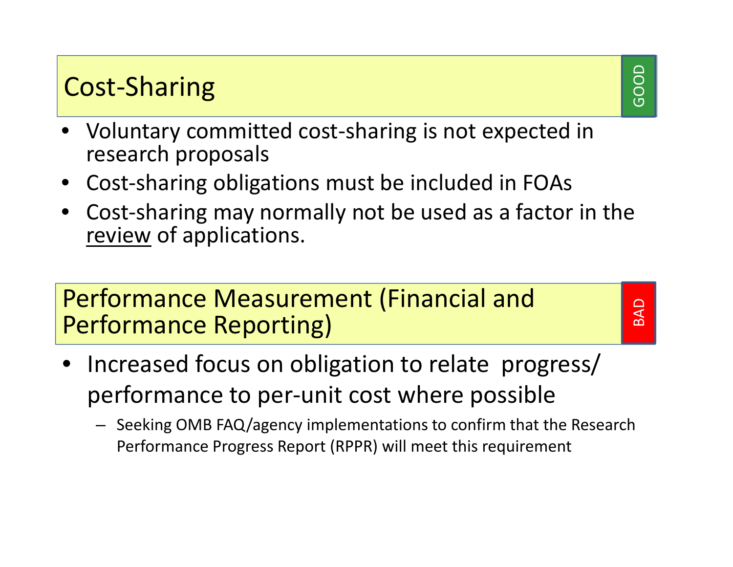## Cost-Sharing

GOOD

- Voluntary committed cost-sharing is not expected in research proposals
- Cost-sharing obligations must be included in FOAs
- Cost-sharing may normally not be used as a factor in the <u>review</u> of applications.

## Performance Measurement (Financial and Performance Reporting)

BAD

- Increased focus on obligation to relate progress/ performance to per-unit cost where possible
  - Seeking OMB FAQ/agency implementations to confirm that the Research Performance Progress Report (RPPR) will meet this requirement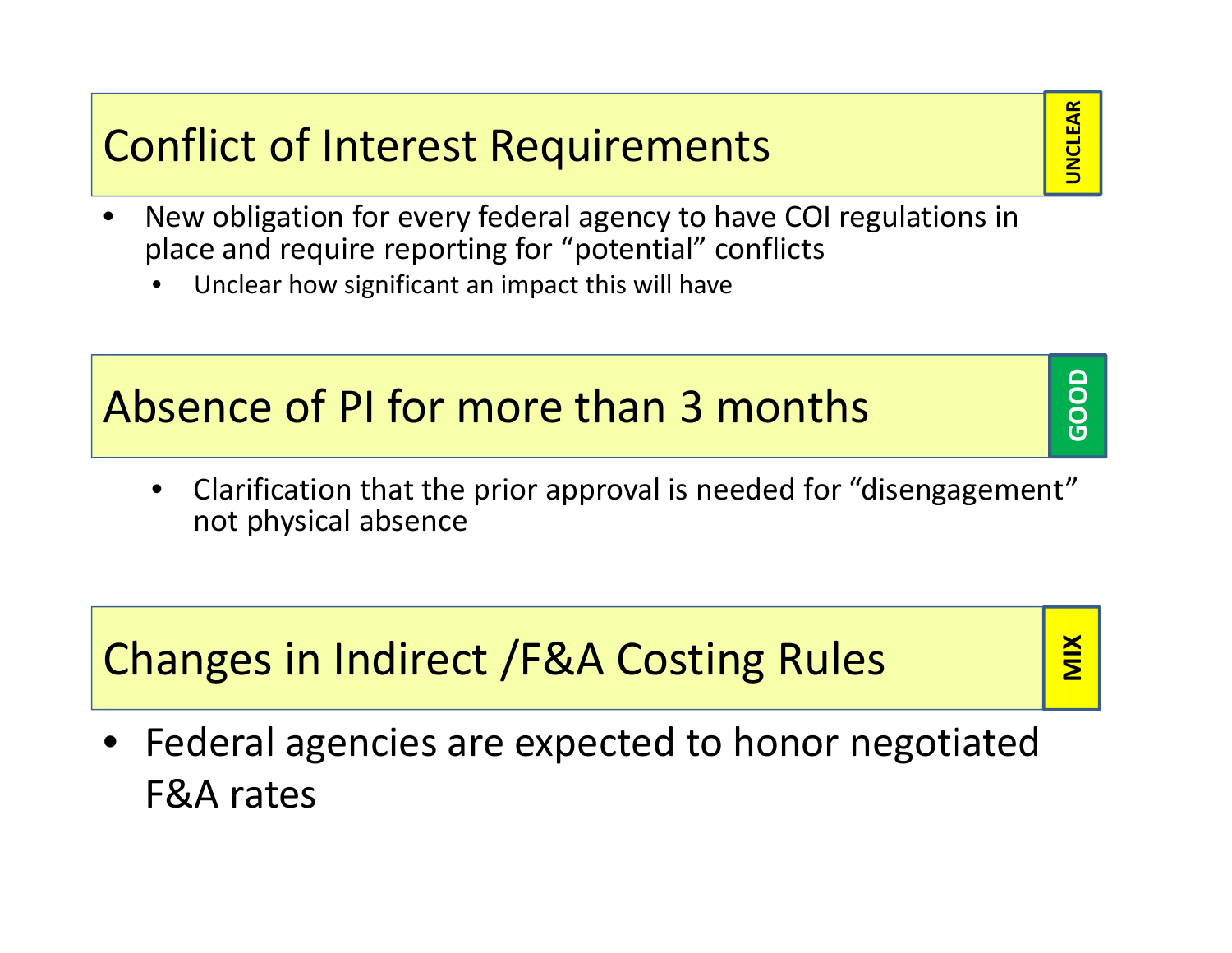## Conflict of Interest Requirements

UNCLEAR

- New obligation for every federal agency to have COI regulations in place and require reporting for "potential" conflicts
  - Unclear how significant an impact this will have

## Absence of PI for more than 3 months

GOOD

- Clarification that the prior approval is needed for "disengagement" not physical absence

## Changes in Indirect /F&A Costing Rules

MIX

- Federal agencies are expected to honor negotiated F&A rates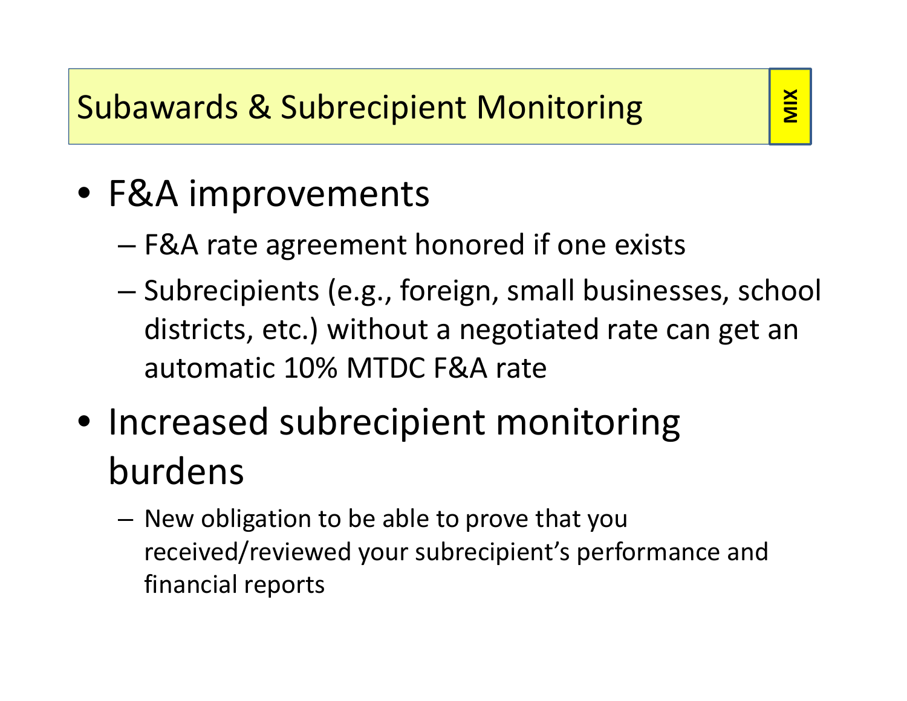# Subawards & Subrecipient Monitoring

MIX

- F&A improvements
  - F&A rate agreement honored if one exists
  - Subrecipients (e.g., foreign, small businesses, school districts, etc.) without a negotiated rate can get an automatic 10% MTDC F&A rate
- Increased subrecipient monitoring burdens
  - New obligation to be able to prove that you received/reviewed your subrecipient's performance and financial reports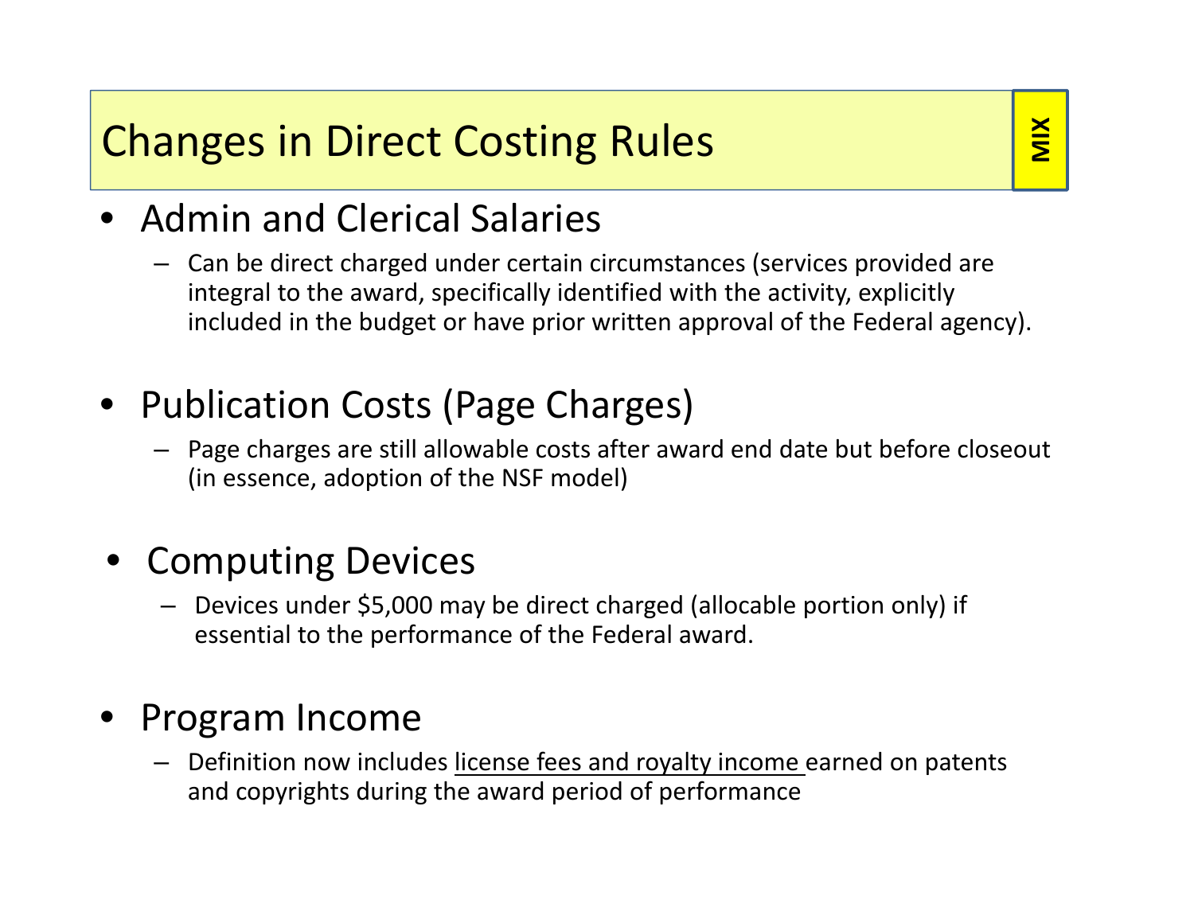# Changes in Direct Costing Rules

MIX

- Admin and Clerical Salaries
  - Can be direct charged under certain circumstances (services provided are integral to the award, specifically identified with the activity, explicitly included in the budget or have prior written approval of the Federal agency).

- Publication Costs (Page Charges)
  - Page charges are still allowable costs after award end date but before closeout (in essence, adoption of the NSF model)

- Computing Devices
  - Devices under $5,000 may be direct charged (allocable portion only) if essential to the performance of the Federal award.

- Program Income
  - Definition now includes <u>license fees and royalty income</u> earned on patents and copyrights during the award period of performance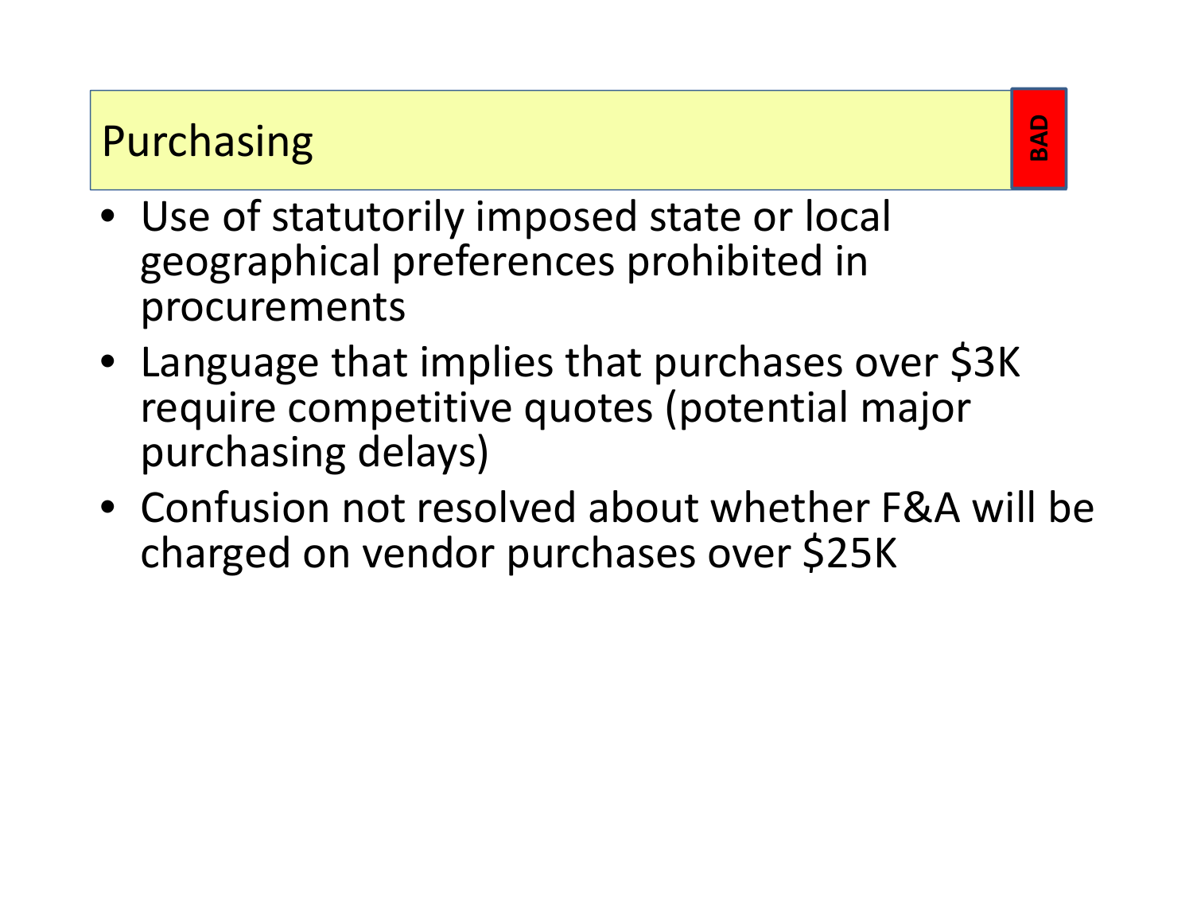## Purchasing

**BAD**

- Use of statutorily imposed state or local geographical preferences prohibited in procurements
- Language that implies that purchases over $3K require competitive quotes (potential major purchasing delays)
- Confusion not resolved about whether F&A will be charged on vendor purchases over $25K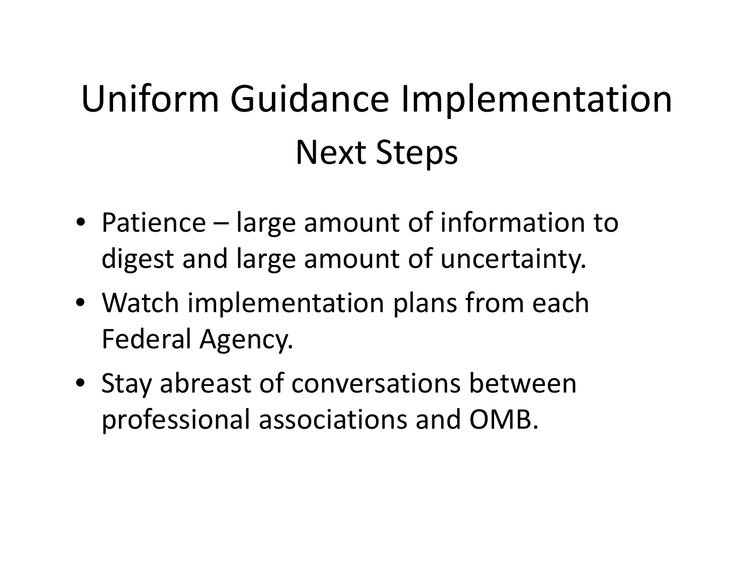# Uniform Guidance Implementation

## Next Steps

- Patience – large amount of information to digest and large amount of uncertainty.
- Watch implementation plans from each Federal Agency.
- Stay abreast of conversations between professional associations and OMB.